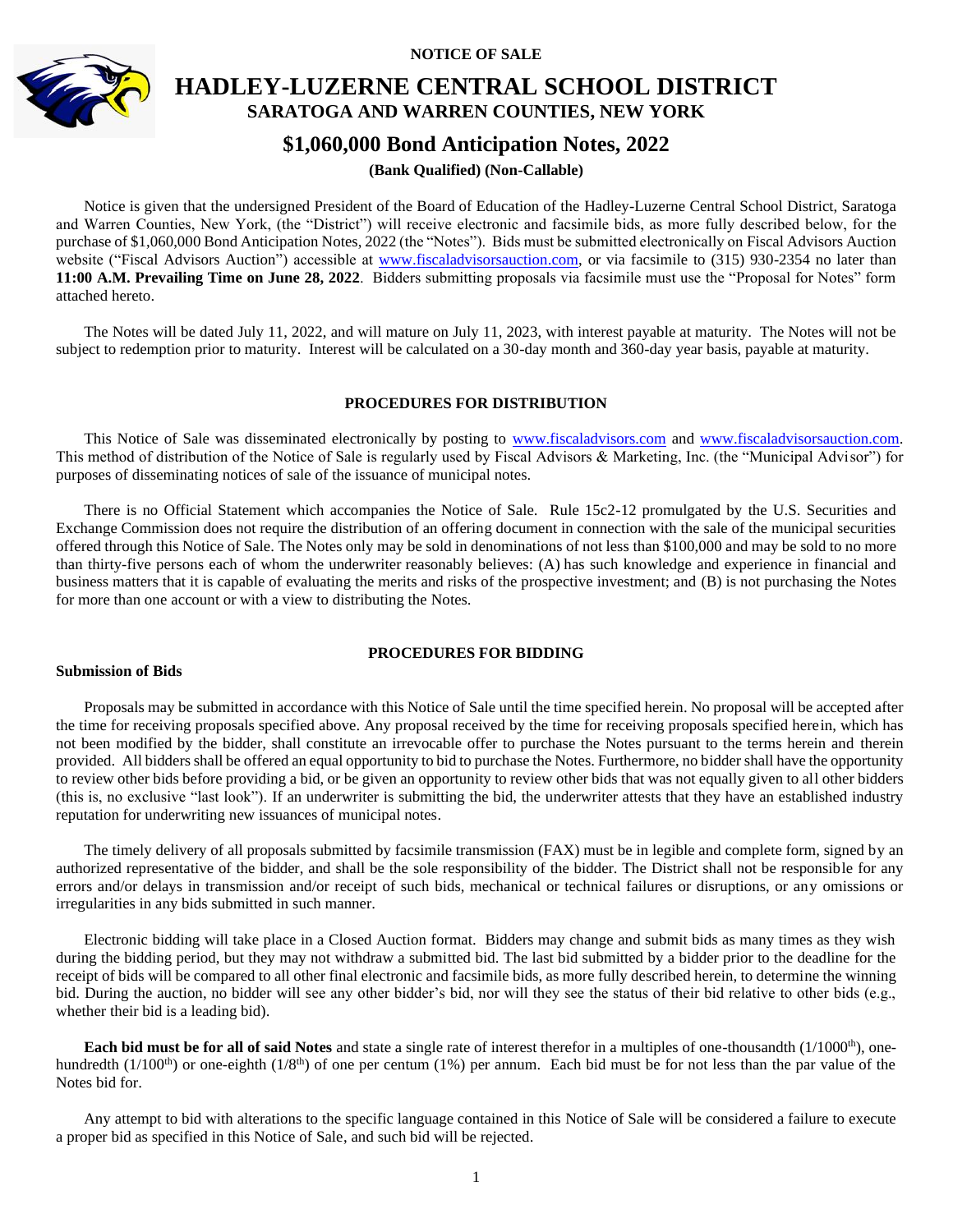NOTICE OF SALE

# HADLEY-LUZERNE CENTRAL SCHOOL DISTRICT

## SARATOGA AND WARREN COUNTIES, NEW YORK

## $1,060,000 Bond Anticipation Notes, 2022

**(Bank Qualified) (Non-Callable)**

Notice is given that the undersigned President of the Board of Education of the Hadley-Luzerne Central School District, Saratoga and Warren Counties, New York, (the "District") will receive electronic and facsimile bids, as more fully described below, for the purchase of $1,060,000 Bond Anticipation Notes, 2022 (the "Notes"). Bids must be submitted electronically on Fiscal Advisors Auction website ("Fiscal Advisors Auction") accessible at www.fiscaladvisorsauction.com, or via facsimile to (315) 930-2354 no later than **11:00 A.M. Prevailing Time on June 28, 2022**. Bidders submitting proposals via facsimile must use the "Proposal for Notes" form attached hereto.

The Notes will be dated July 11, 2022, and will mature on July 11, 2023, with interest payable at maturity. The Notes will not be subject to redemption prior to maturity. Interest will be calculated on a 30-day month and 360-day year basis, payable at maturity.

### PROCEDURES FOR DISTRIBUTION

This Notice of Sale was disseminated electronically by posting to www.fiscaladvisors.com and www.fiscaladvisorsauction.com. This method of distribution of the Notice of Sale is regularly used by Fiscal Advisors & Marketing, Inc. (the "Municipal Advisor") for purposes of disseminating notices of sale of the issuance of municipal notes.

There is no Official Statement which accompanies the Notice of Sale. Rule 15c2-12 promulgated by the U.S. Securities and Exchange Commission does not require the distribution of an offering document in connection with the sale of the municipal securities offered through this Notice of Sale. The Notes only may be sold in denominations of not less than $100,000 and may be sold to no more than thirty-five persons each of whom the underwriter reasonably believes: (A) has such knowledge and experience in financial and business matters that it is capable of evaluating the merits and risks of the prospective investment; and (B) is not purchasing the Notes for more than one account or with a view to distributing the Notes.

### PROCEDURES FOR BIDDING

**Submission of Bids**

Proposals may be submitted in accordance with this Notice of Sale until the time specified herein. No proposal will be accepted after the time for receiving proposals specified above. Any proposal received by the time for receiving proposals specified herein, which has not been modified by the bidder, shall constitute an irrevocable offer to purchase the Notes pursuant to the terms herein and therein provided. All bidders shall be offered an equal opportunity to bid to purchase the Notes. Furthermore, no bidder shall have the opportunity to review other bids before providing a bid, or be given an opportunity to review other bids that was not equally given to all other bidders (this is, no exclusive "last look"). If an underwriter is submitting the bid, the underwriter attests that they have an established industry reputation for underwriting new issuances of municipal notes.

The timely delivery of all proposals submitted by facsimile transmission (FAX) must be in legible and complete form, signed by an authorized representative of the bidder, and shall be the sole responsibility of the bidder. The District shall not be responsible for any errors and/or delays in transmission and/or receipt of such bids, mechanical or technical failures or disruptions, or any omissions or irregularities in any bids submitted in such manner.

Electronic bidding will take place in a Closed Auction format. Bidders may change and submit bids as many times as they wish during the bidding period, but they may not withdraw a submitted bid. The last bid submitted by a bidder prior to the deadline for the receipt of bids will be compared to all other final electronic and facsimile bids, as more fully described herein, to determine the winning bid. During the auction, no bidder will see any other bidder's bid, nor will they see the status of their bid relative to other bids (e.g., whether their bid is a leading bid).

**Each bid must be for all of said Notes** and state a single rate of interest therefor in a multiples of one-thousandth (1/1000th), one-hundredth (1/100th) or one-eighth (1/8th) of one per centum (1%) per annum. Each bid must be for not less than the par value of the Notes bid for.

Any attempt to bid with alterations to the specific language contained in this Notice of Sale will be considered a failure to execute a proper bid as specified in this Notice of Sale, and such bid will be rejected.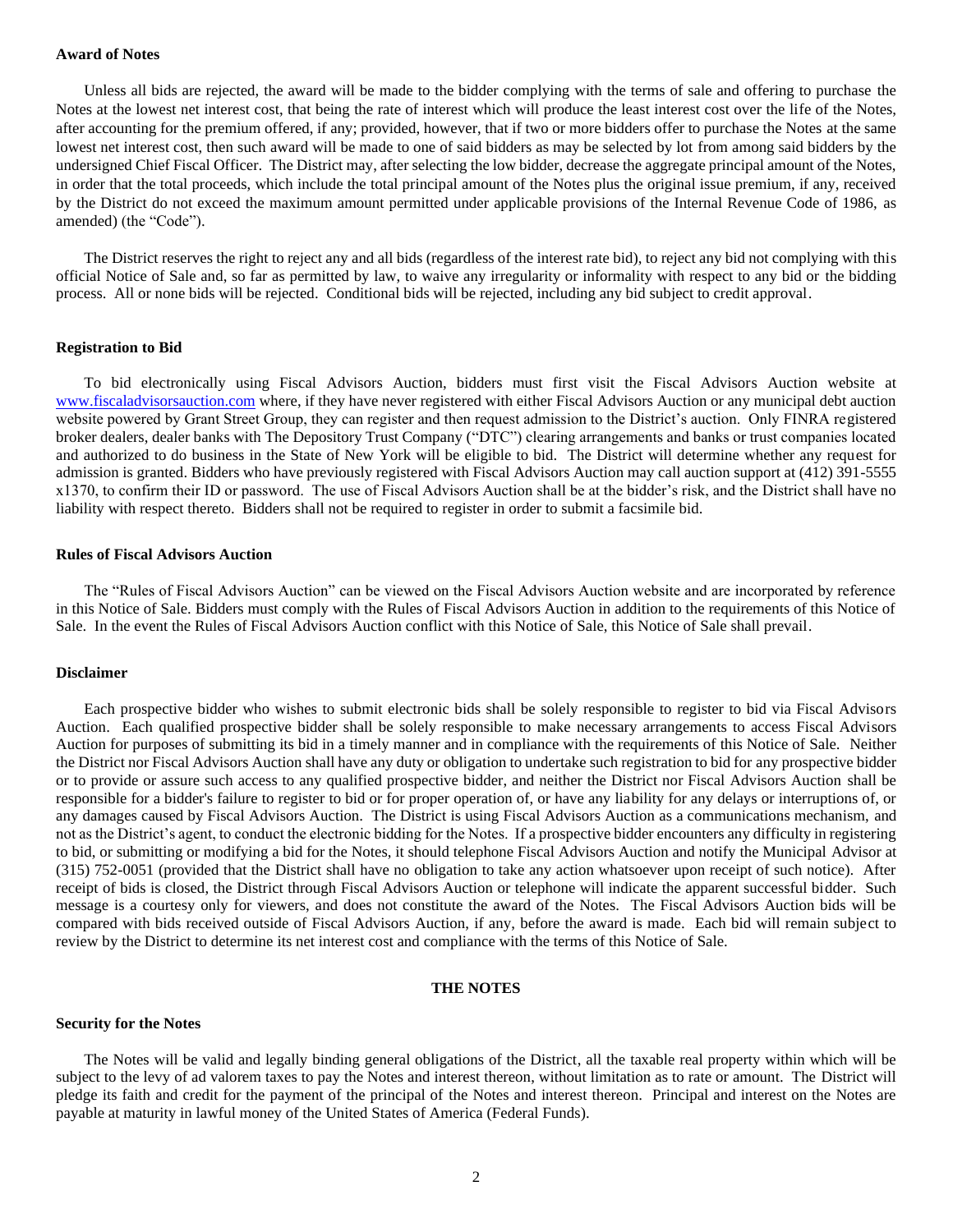**Award of Notes**

Unless all bids are rejected, the award will be made to the bidder complying with the terms of sale and offering to purchase the Notes at the lowest net interest cost, that being the rate of interest which will produce the least interest cost over the life of the Notes, after accounting for the premium offered, if any; provided, however, that if two or more bidders offer to purchase the Notes at the same lowest net interest cost, then such award will be made to one of said bidders as may be selected by lot from among said bidders by the undersigned Chief Fiscal Officer. The District may, after selecting the low bidder, decrease the aggregate principal amount of the Notes, in order that the total proceeds, which include the total principal amount of the Notes plus the original issue premium, if any, received by the District do not exceed the maximum amount permitted under applicable provisions of the Internal Revenue Code of 1986, as amended) (the "Code").

The District reserves the right to reject any and all bids (regardless of the interest rate bid), to reject any bid not complying with this official Notice of Sale and, so far as permitted by law, to waive any irregularity or informality with respect to any bid or the bidding process. All or none bids will be rejected. Conditional bids will be rejected, including any bid subject to credit approval.

**Registration to Bid**

To bid electronically using Fiscal Advisors Auction, bidders must first visit the Fiscal Advisors Auction website at www.fiscaladvisorsauction.com where, if they have never registered with either Fiscal Advisors Auction or any municipal debt auction website powered by Grant Street Group, they can register and then request admission to the District's auction. Only FINRA registered broker dealers, dealer banks with The Depository Trust Company ("DTC") clearing arrangements and banks or trust companies located and authorized to do business in the State of New York will be eligible to bid. The District will determine whether any request for admission is granted. Bidders who have previously registered with Fiscal Advisors Auction may call auction support at (412) 391-5555 x1370, to confirm their ID or password. The use of Fiscal Advisors Auction shall be at the bidder's risk, and the District shall have no liability with respect thereto. Bidders shall not be required to register in order to submit a facsimile bid.

**Rules of Fiscal Advisors Auction**

The "Rules of Fiscal Advisors Auction" can be viewed on the Fiscal Advisors Auction website and are incorporated by reference in this Notice of Sale. Bidders must comply with the Rules of Fiscal Advisors Auction in addition to the requirements of this Notice of Sale. In the event the Rules of Fiscal Advisors Auction conflict with this Notice of Sale, this Notice of Sale shall prevail.

**Disclaimer**

Each prospective bidder who wishes to submit electronic bids shall be solely responsible to register to bid via Fiscal Advisors Auction. Each qualified prospective bidder shall be solely responsible to make necessary arrangements to access Fiscal Advisors Auction for purposes of submitting its bid in a timely manner and in compliance with the requirements of this Notice of Sale. Neither the District nor Fiscal Advisors Auction shall have any duty or obligation to undertake such registration to bid for any prospective bidder or to provide or assure such access to any qualified prospective bidder, and neither the District nor Fiscal Advisors Auction shall be responsible for a bidder's failure to register to bid or for proper operation of, or have any liability for any delays or interruptions of, or any damages caused by Fiscal Advisors Auction. The District is using Fiscal Advisors Auction as a communications mechanism, and not as the District's agent, to conduct the electronic bidding for the Notes. If a prospective bidder encounters any difficulty in registering to bid, or submitting or modifying a bid for the Notes, it should telephone Fiscal Advisors Auction and notify the Municipal Advisor at (315) 752-0051 (provided that the District shall have no obligation to take any action whatsoever upon receipt of such notice). After receipt of bids is closed, the District through Fiscal Advisors Auction or telephone will indicate the apparent successful bidder. Such message is a courtesy only for viewers, and does not constitute the award of the Notes. The Fiscal Advisors Auction bids will be compared with bids received outside of Fiscal Advisors Auction, if any, before the award is made. Each bid will remain subject to review by the District to determine its net interest cost and compliance with the terms of this Notice of Sale.

## THE NOTES

**Security for the Notes**

The Notes will be valid and legally binding general obligations of the District, all the taxable real property within which will be subject to the levy of ad valorem taxes to pay the Notes and interest thereon, without limitation as to rate or amount. The District will pledge its faith and credit for the payment of the principal of the Notes and interest thereon. Principal and interest on the Notes are payable at maturity in lawful money of the United States of America (Federal Funds).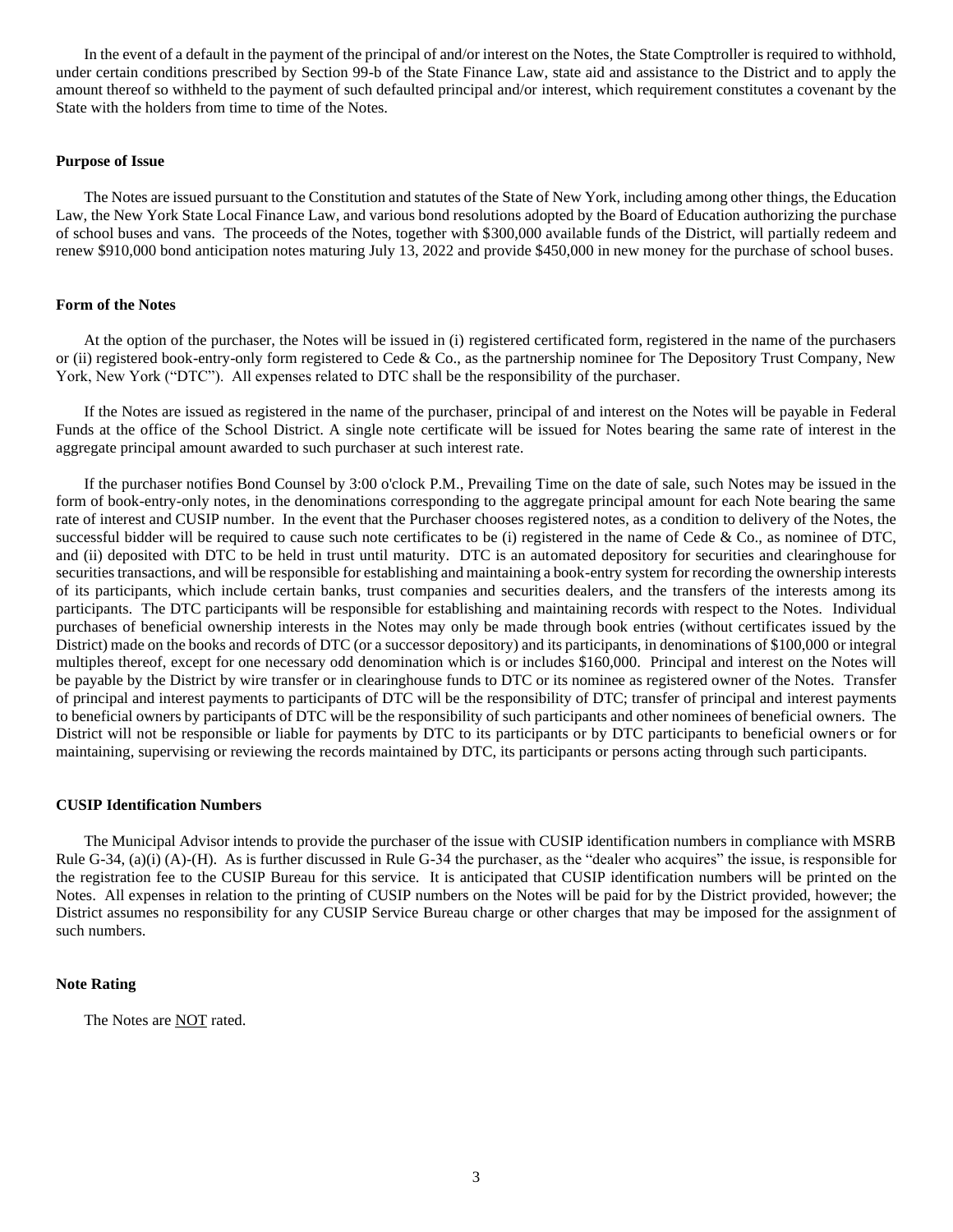In the event of a default in the payment of the principal of and/or interest on the Notes, the State Comptroller is required to withhold, under certain conditions prescribed by Section 99-b of the State Finance Law, state aid and assistance to the District and to apply the amount thereof so withheld to the payment of such defaulted principal and/or interest, which requirement constitutes a covenant by the State with the holders from time to time of the Notes.

**Purpose of Issue**

The Notes are issued pursuant to the Constitution and statutes of the State of New York, including among other things, the Education Law, the New York State Local Finance Law, and various bond resolutions adopted by the Board of Education authorizing the purchase of school buses and vans. The proceeds of the Notes, together with $300,000 available funds of the District, will partially redeem and renew $910,000 bond anticipation notes maturing July 13, 2022 and provide $450,000 in new money for the purchase of school buses.

**Form of the Notes**

At the option of the purchaser, the Notes will be issued in (i) registered certificated form, registered in the name of the purchasers or (ii) registered book-entry-only form registered to Cede & Co., as the partnership nominee for The Depository Trust Company, New York, New York ("DTC"). All expenses related to DTC shall be the responsibility of the purchaser.

If the Notes are issued as registered in the name of the purchaser, principal of and interest on the Notes will be payable in Federal Funds at the office of the School District. A single note certificate will be issued for Notes bearing the same rate of interest in the aggregate principal amount awarded to such purchaser at such interest rate.

If the purchaser notifies Bond Counsel by 3:00 o'clock P.M., Prevailing Time on the date of sale, such Notes may be issued in the form of book-entry-only notes, in the denominations corresponding to the aggregate principal amount for each Note bearing the same rate of interest and CUSIP number. In the event that the Purchaser chooses registered notes, as a condition to delivery of the Notes, the successful bidder will be required to cause such note certificates to be (i) registered in the name of Cede & Co., as nominee of DTC, and (ii) deposited with DTC to be held in trust until maturity. DTC is an automated depository for securities and clearinghouse for securities transactions, and will be responsible for establishing and maintaining a book-entry system for recording the ownership interests of its participants, which include certain banks, trust companies and securities dealers, and the transfers of the interests among its participants. The DTC participants will be responsible for establishing and maintaining records with respect to the Notes. Individual purchases of beneficial ownership interests in the Notes may only be made through book entries (without certificates issued by the District) made on the books and records of DTC (or a successor depository) and its participants, in denominations of $100,000 or integral multiples thereof, except for one necessary odd denomination which is or includes $160,000. Principal and interest on the Notes will be payable by the District by wire transfer or in clearinghouse funds to DTC or its nominee as registered owner of the Notes. Transfer of principal and interest payments to participants of DTC will be the responsibility of DTC; transfer of principal and interest payments to beneficial owners by participants of DTC will be the responsibility of such participants and other nominees of beneficial owners. The District will not be responsible or liable for payments by DTC to its participants or by DTC participants to beneficial owners or for maintaining, supervising or reviewing the records maintained by DTC, its participants or persons acting through such participants.

**CUSIP Identification Numbers**

The Municipal Advisor intends to provide the purchaser of the issue with CUSIP identification numbers in compliance with MSRB Rule G-34, (a)(i) (A)-(H). As is further discussed in Rule G-34 the purchaser, as the "dealer who acquires" the issue, is responsible for the registration fee to the CUSIP Bureau for this service. It is anticipated that CUSIP identification numbers will be printed on the Notes. All expenses in relation to the printing of CUSIP numbers on the Notes will be paid for by the District provided, however; the District assumes no responsibility for any CUSIP Service Bureau charge or other charges that may be imposed for the assignment of such numbers.

**Note Rating**

The Notes are NOT rated.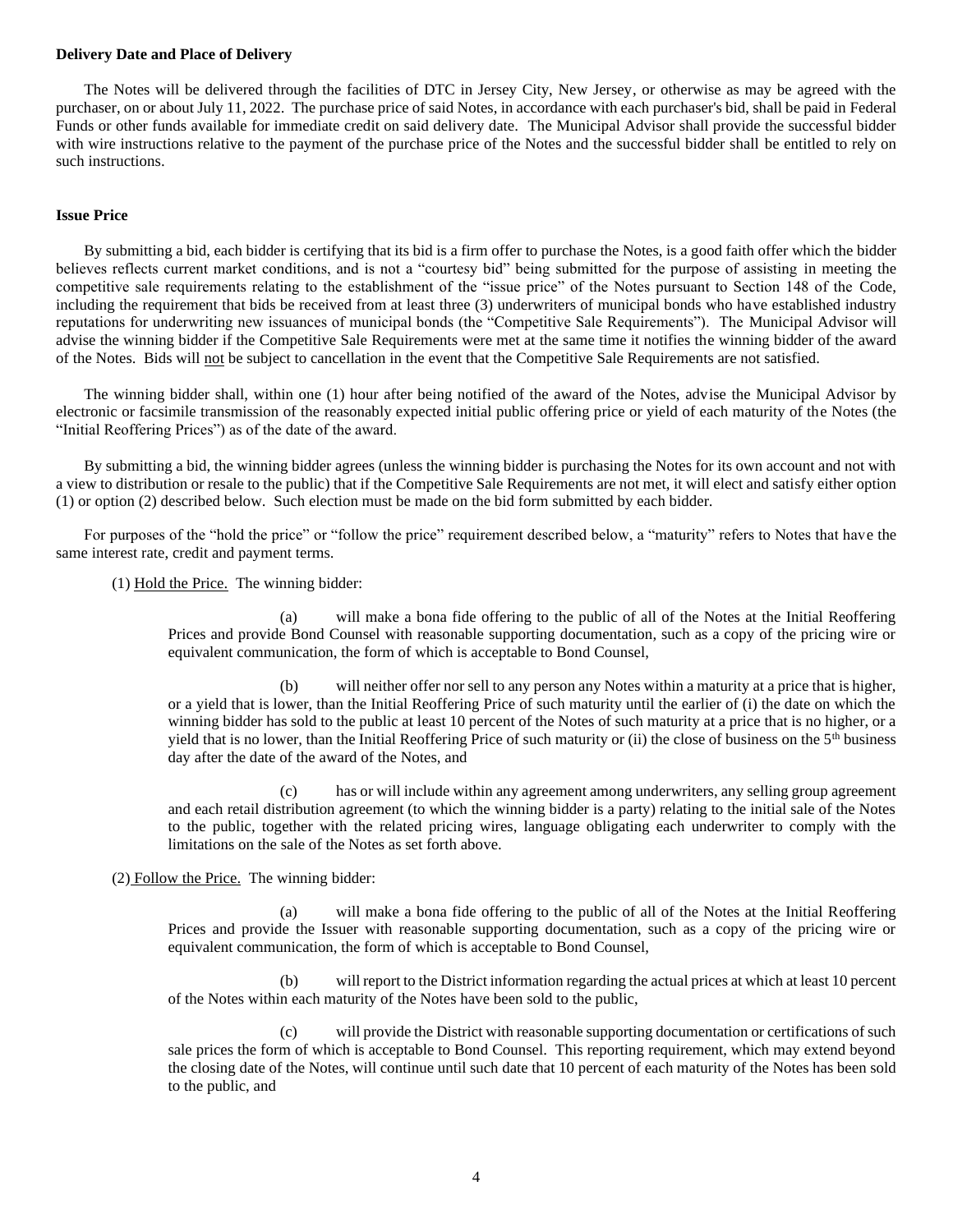**Delivery Date and Place of Delivery**

The Notes will be delivered through the facilities of DTC in Jersey City, New Jersey, or otherwise as may be agreed with the purchaser, on or about July 11, 2022. The purchase price of said Notes, in accordance with each purchaser's bid, shall be paid in Federal Funds or other funds available for immediate credit on said delivery date. The Municipal Advisor shall provide the successful bidder with wire instructions relative to the payment of the purchase price of the Notes and the successful bidder shall be entitled to rely on such instructions.

**Issue Price**

By submitting a bid, each bidder is certifying that its bid is a firm offer to purchase the Notes, is a good faith offer which the bidder believes reflects current market conditions, and is not a "courtesy bid" being submitted for the purpose of assisting in meeting the competitive sale requirements relating to the establishment of the "issue price" of the Notes pursuant to Section 148 of the Code, including the requirement that bids be received from at least three (3) underwriters of municipal bonds who have established industry reputations for underwriting new issuances of municipal bonds (the "Competitive Sale Requirements"). The Municipal Advisor will advise the winning bidder if the Competitive Sale Requirements were met at the same time it notifies the winning bidder of the award of the Notes. Bids will <u>not</u> be subject to cancellation in the event that the Competitive Sale Requirements are not satisfied.

The winning bidder shall, within one (1) hour after being notified of the award of the Notes, advise the Municipal Advisor by electronic or facsimile transmission of the reasonably expected initial public offering price or yield of each maturity of the Notes (the "Initial Reoffering Prices") as of the date of the award.

By submitting a bid, the winning bidder agrees (unless the winning bidder is purchasing the Notes for its own account and not with a view to distribution or resale to the public) that if the Competitive Sale Requirements are not met, it will elect and satisfy either option (1) or option (2) described below. Such election must be made on the bid form submitted by each bidder.

For purposes of the "hold the price" or "follow the price" requirement described below, a "maturity" refers to Notes that have the same interest rate, credit and payment terms.

(1) <u>Hold the Price.</u> The winning bidder:

(a) will make a bona fide offering to the public of all of the Notes at the Initial Reoffering Prices and provide Bond Counsel with reasonable supporting documentation, such as a copy of the pricing wire or equivalent communication, the form of which is acceptable to Bond Counsel,

(b) will neither offer nor sell to any person any Notes within a maturity at a price that is higher, or a yield that is lower, than the Initial Reoffering Price of such maturity until the earlier of (i) the date on which the winning bidder has sold to the public at least 10 percent of the Notes of such maturity at a price that is no higher, or a yield that is no lower, than the Initial Reoffering Price of such maturity or (ii) the close of business on the 5th business day after the date of the award of the Notes, and

(c) has or will include within any agreement among underwriters, any selling group agreement and each retail distribution agreement (to which the winning bidder is a party) relating to the initial sale of the Notes to the public, together with the related pricing wires, language obligating each underwriter to comply with the limitations on the sale of the Notes as set forth above.

(2) <u>Follow the Price.</u> The winning bidder:

(a) will make a bona fide offering to the public of all of the Notes at the Initial Reoffering Prices and provide the Issuer with reasonable supporting documentation, such as a copy of the pricing wire or equivalent communication, the form of which is acceptable to Bond Counsel,

(b) will report to the District information regarding the actual prices at which at least 10 percent of the Notes within each maturity of the Notes have been sold to the public,

(c) will provide the District with reasonable supporting documentation or certifications of such sale prices the form of which is acceptable to Bond Counsel. This reporting requirement, which may extend beyond the closing date of the Notes, will continue until such date that 10 percent of each maturity of the Notes has been sold to the public, and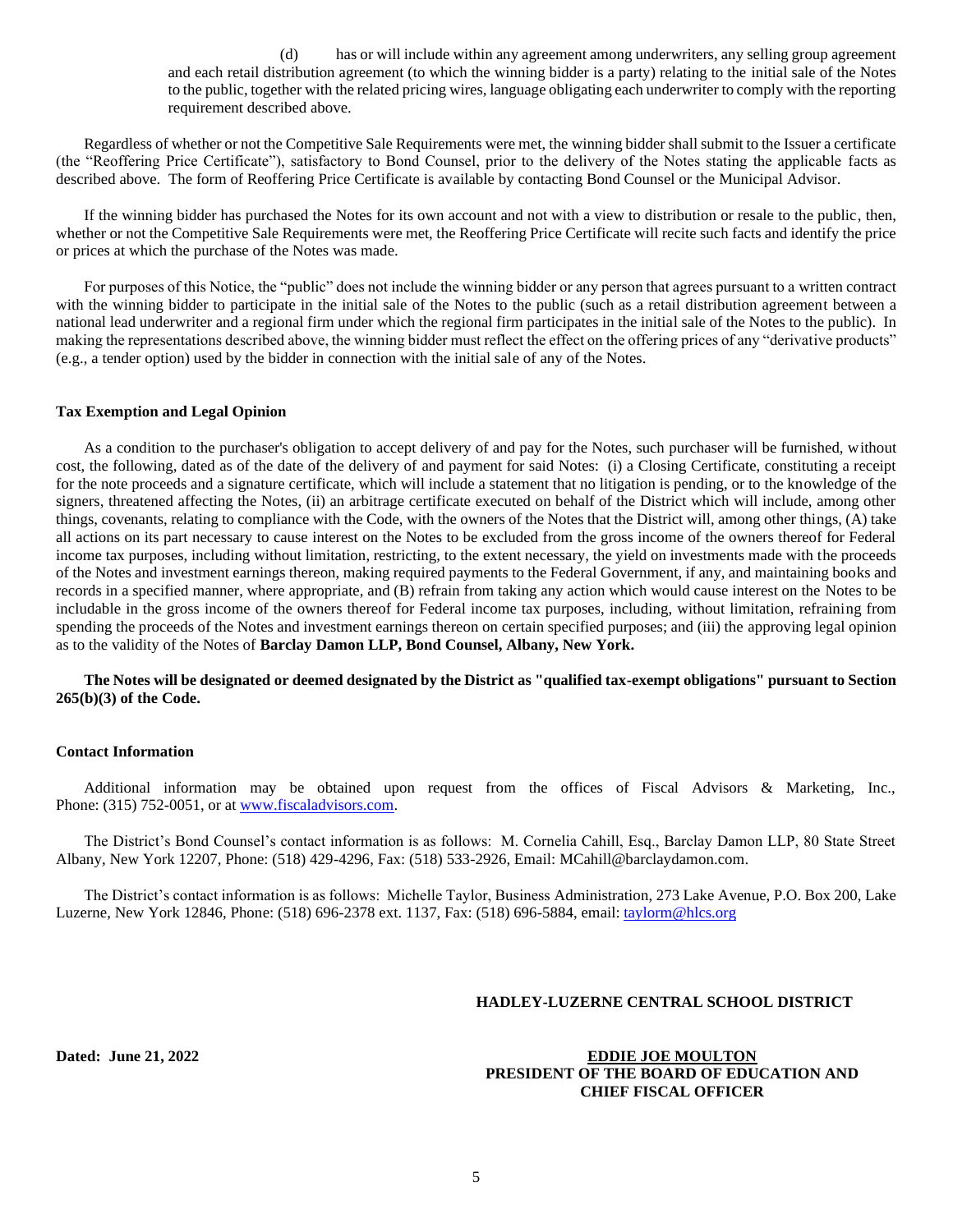(d) has or will include within any agreement among underwriters, any selling group agreement and each retail distribution agreement (to which the winning bidder is a party) relating to the initial sale of the Notes to the public, together with the related pricing wires, language obligating each underwriter to comply with the reporting requirement described above.

Regardless of whether or not the Competitive Sale Requirements were met, the winning bidder shall submit to the Issuer a certificate (the "Reoffering Price Certificate"), satisfactory to Bond Counsel, prior to the delivery of the Notes stating the applicable facts as described above. The form of Reoffering Price Certificate is available by contacting Bond Counsel or the Municipal Advisor.

If the winning bidder has purchased the Notes for its own account and not with a view to distribution or resale to the public, then, whether or not the Competitive Sale Requirements were met, the Reoffering Price Certificate will recite such facts and identify the price or prices at which the purchase of the Notes was made.

For purposes of this Notice, the "public" does not include the winning bidder or any person that agrees pursuant to a written contract with the winning bidder to participate in the initial sale of the Notes to the public (such as a retail distribution agreement between a national lead underwriter and a regional firm under which the regional firm participates in the initial sale of the Notes to the public). In making the representations described above, the winning bidder must reflect the effect on the offering prices of any "derivative products" (e.g., a tender option) used by the bidder in connection with the initial sale of any of the Notes.

**Tax Exemption and Legal Opinion**

As a condition to the purchaser's obligation to accept delivery of and pay for the Notes, such purchaser will be furnished, without cost, the following, dated as of the date of the delivery of and payment for said Notes: (i) a Closing Certificate, constituting a receipt for the note proceeds and a signature certificate, which will include a statement that no litigation is pending, or to the knowledge of the signers, threatened affecting the Notes, (ii) an arbitrage certificate executed on behalf of the District which will include, among other things, covenants, relating to compliance with the Code, with the owners of the Notes that the District will, among other things, (A) take all actions on its part necessary to cause interest on the Notes to be excluded from the gross income of the owners thereof for Federal income tax purposes, including without limitation, restricting, to the extent necessary, the yield on investments made with the proceeds of the Notes and investment earnings thereon, making required payments to the Federal Government, if any, and maintaining books and records in a specified manner, where appropriate, and (B) refrain from taking any action which would cause interest on the Notes to be includable in the gross income of the owners thereof for Federal income tax purposes, including, without limitation, refraining from spending the proceeds of the Notes and investment earnings thereon on certain specified purposes; and (iii) the approving legal opinion as to the validity of the Notes of **Barclay Damon LLP, Bond Counsel, Albany, New York.**

**The Notes will be designated or deemed designated by the District as "qualified tax-exempt obligations" pursuant to Section 265(b)(3) of the Code.**

**Contact Information**

Additional information may be obtained upon request from the offices of Fiscal Advisors & Marketing, Inc., Phone: (315) 752-0051, or at www.fiscaladvisors.com.

The District's Bond Counsel's contact information is as follows: M. Cornelia Cahill, Esq., Barclay Damon LLP, 80 State Street Albany, New York 12207, Phone: (518) 429-4296, Fax: (518) 533-2926, Email: MCahill@barclaydamon.com.

The District's contact information is as follows: Michelle Taylor, Business Administration, 273 Lake Avenue, P.O. Box 200, Lake Luzerne, New York 12846, Phone: (518) 696-2378 ext. 1137, Fax: (518) 696-5884, email: taylorm@hlcs.org

**HADLEY-LUZERNE CENTRAL SCHOOL DISTRICT**

**Dated: June 21, 2022**

**EDDIE JOE MOULTON**
**PRESIDENT OF THE BOARD OF EDUCATION AND CHIEF FISCAL OFFICER**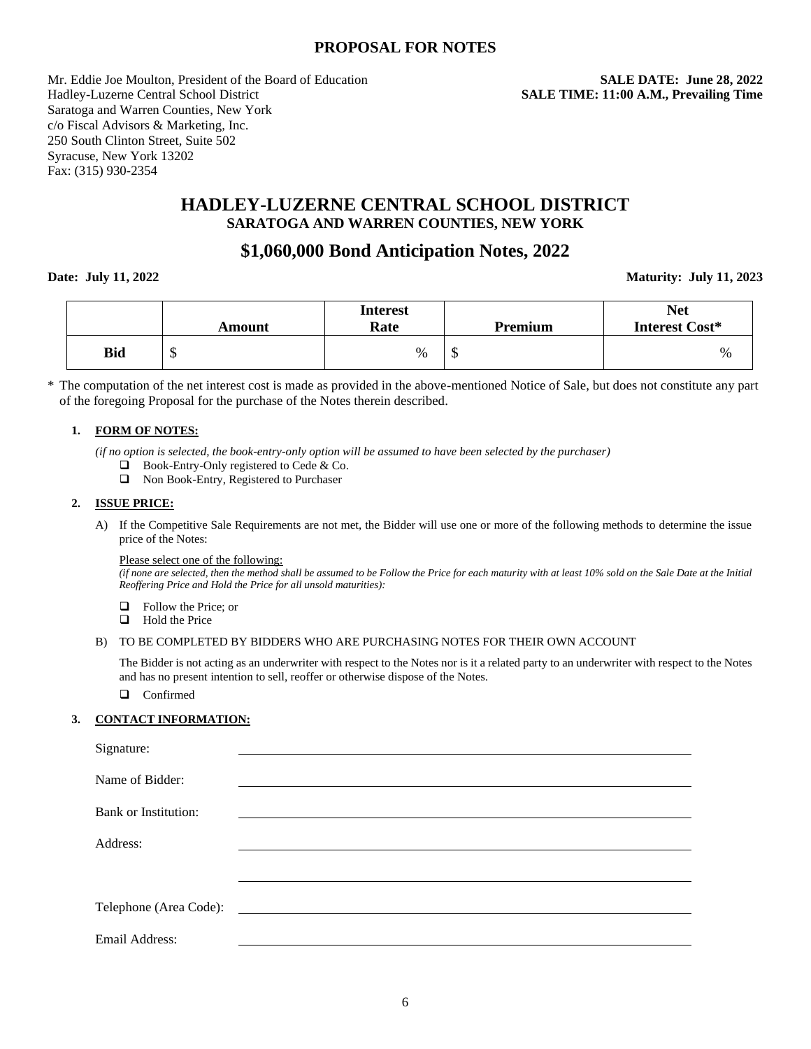# PROPOSAL FOR NOTES

Mr. Eddie Joe Moulton, President of the Board of Education
Hadley-Luzerne Central School District
Saratoga and Warren Counties, New York
c/o Fiscal Advisors & Marketing, Inc.
250 South Clinton Street, Suite 502
Syracuse, New York 13202
Fax: (315) 930-2354

**SALE DATE: June 28, 2022**
**SALE TIME: 11:00 A.M., Prevailing Time**

## HADLEY-LUZERNE CENTRAL SCHOOL DISTRICT
### SARATOGA AND WARREN COUNTIES, NEW YORK

## $1,060,000 Bond Anticipation Notes, 2022

**Date: July 11, 2022** **Maturity: July 11, 2023**

| | Amount | Interest Rate | Premium | Net Interest Cost* |
|---|---|---|---|---|
| **Bid** | $ | % | $ | % |

\* The computation of the net interest cost is made as provided in the above-mentioned Notice of Sale, but does not constitute any part of the foregoing Proposal for the purchase of the Notes therein described.

**1. FORM OF NOTES:**

*(if no option is selected, the book-entry-only option will be assumed to have been selected by the purchaser)*

- ❑ Book-Entry-Only registered to Cede & Co.
- ❑ Non Book-Entry, Registered to Purchaser

**2. ISSUE PRICE:**

A) If the Competitive Sale Requirements are not met, the Bidder will use one or more of the following methods to determine the issue price of the Notes:

Please select one of the following:
*(if none are selected, then the method shall be assumed to be Follow the Price for each maturity with at least 10% sold on the Sale Date at the Initial Reoffering Price and Hold the Price for all unsold maturities):*

- ❑ Follow the Price; or
- ❑ Hold the Price

B) TO BE COMPLETED BY BIDDERS WHO ARE PURCHASING NOTES FOR THEIR OWN ACCOUNT

The Bidder is not acting as an underwriter with respect to the Notes nor is it a related party to an underwriter with respect to the Notes and has no present intention to sell, reoffer or otherwise dispose of the Notes.

- ❑ Confirmed

**3. CONTACT INFORMATION:**

Signature: ______________________________

Name of Bidder: ______________________________

Bank or Institution: ______________________________

Address: ______________________________

______________________________

Telephone (Area Code): ______________________________

Email Address: ______________________________